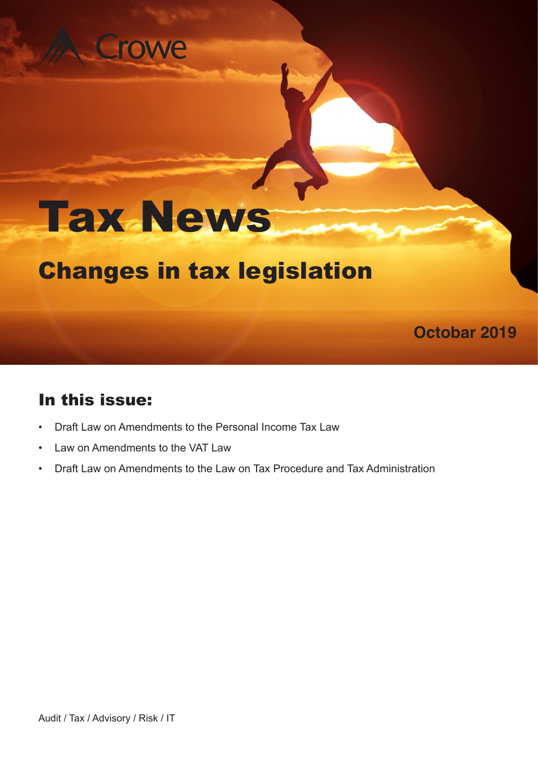Crowe

# Tax News

## Changes in tax legislation

**Octobar 2019**

## In this issue:

- Draft Law on Amendments to the Personal Income Tax Law
- Law on Amendments to the VAT Law
- Draft Law on Amendments to the Law on Tax Procedure and Tax Administration

Audit / Tax / Advisory / Risk / IT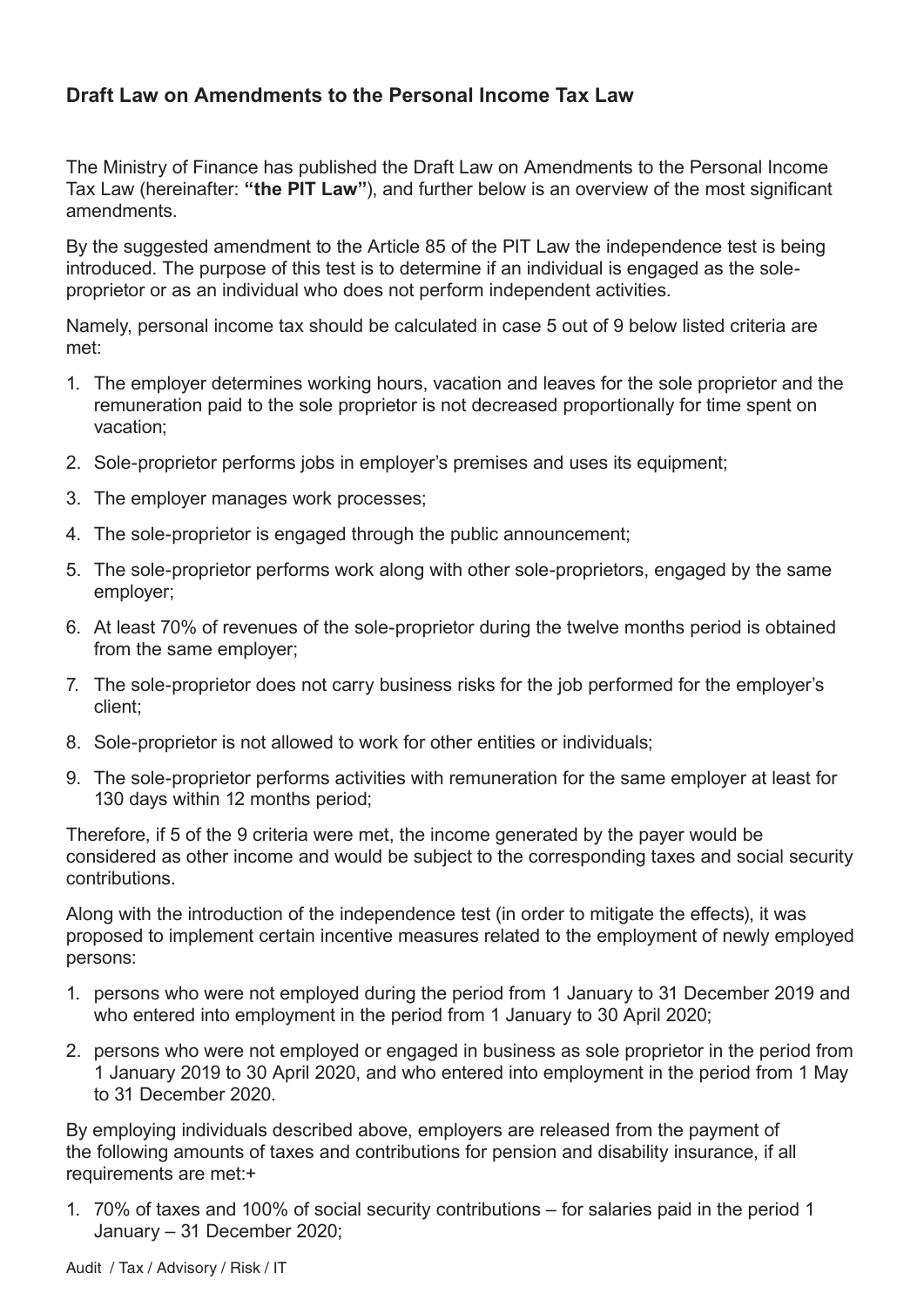## Draft Law on Amendments to the Personal Income Tax Law

The Ministry of Finance has published the Draft Law on Amendments to the Personal Income Tax Law (hereinafter: **"the PIT Law"**), and further below is an overview of the most significant amendments.

By the suggested amendment to the Article 85 of the PIT Law the independence test is being introduced. The purpose of this test is to determine if an individual is engaged as the sole-proprietor or as an individual who does not perform independent activities.

Namely, personal income tax should be calculated in case 5 out of 9 below listed criteria are met:

1. The employer determines working hours, vacation and leaves for the sole proprietor and the remuneration paid to the sole proprietor is not decreased proportionally for time spent on vacation;
2. Sole-proprietor performs jobs in employer's premises and uses its equipment;
3. The employer manages work processes;
4. The sole-proprietor is engaged through the public announcement;
5. The sole-proprietor performs work along with other sole-proprietors, engaged by the same employer;
6. At least 70% of revenues of the sole-proprietor during the twelve months period is obtained from the same employer;
7. The sole-proprietor does not carry business risks for the job performed for the employer's client;
8. Sole-proprietor is not allowed to work for other entities or individuals;
9. The sole-proprietor performs activities with remuneration for the same employer at least for 130 days within 12 months period;

Therefore, if 5 of the 9 criteria were met, the income generated by the payer would be considered as other income and would be subject to the corresponding taxes and social security contributions.

Along with the introduction of the independence test (in order to mitigate the effects), it was proposed to implement certain incentive measures related to the employment of newly employed persons:

1. persons who were not employed during the period from 1 January to 31 December 2019 and who entered into employment in the period from 1 January to 30 April 2020;
2. persons who were not employed or engaged in business as sole proprietor in the period from 1 January 2019 to 30 April 2020, and who entered into employment in the period from 1 May to 31 December 2020.

By employing individuals described above, employers are released from the payment of the following amounts of taxes and contributions for pension and disability insurance, if all requirements are met:+

1. 70% of taxes and 100% of social security contributions – for salaries paid in the period 1 January – 31 December 2020;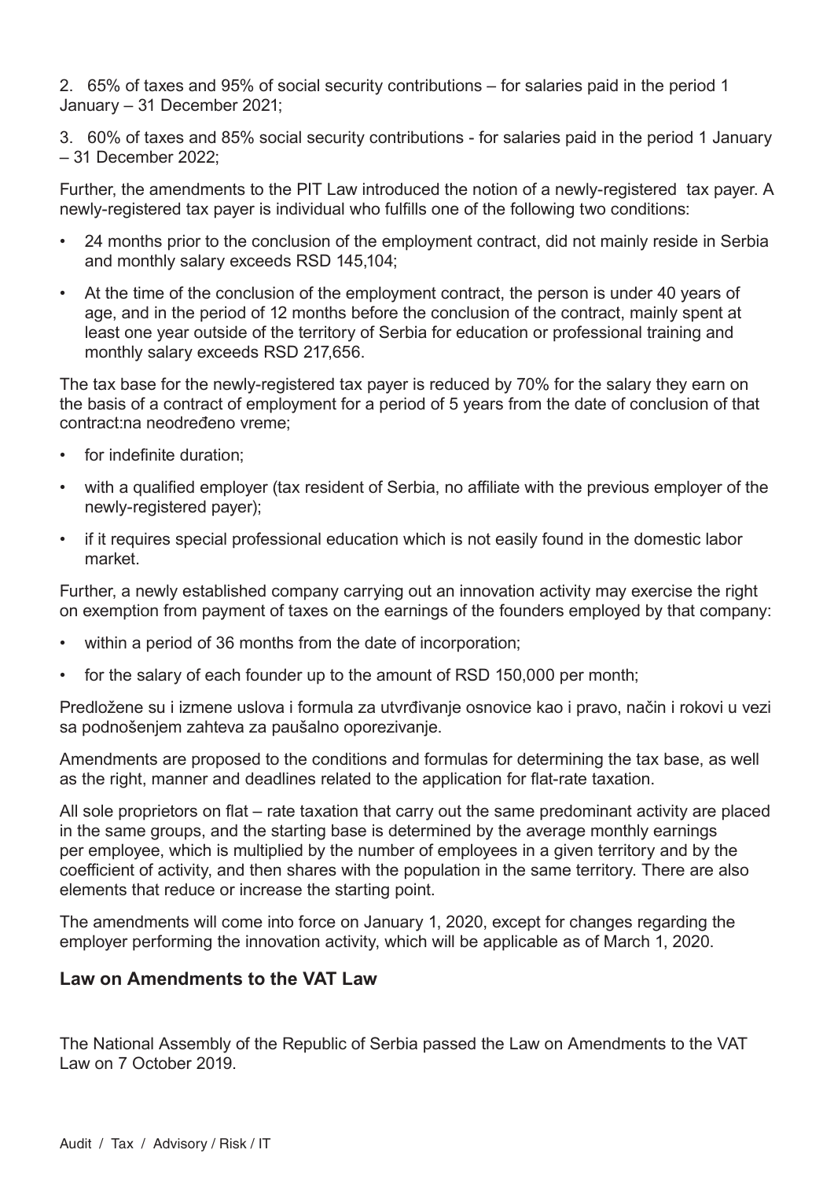2. 65% of taxes and 95% of social security contributions – for salaries paid in the period 1 January – 31 December 2021;

3. 60% of taxes and 85% social security contributions - for salaries paid in the period 1 January – 31 December 2022;

Further, the amendments to the PIT Law introduced the notion of a newly-registered tax payer. A newly-registered tax payer is individual who fulfills one of the following two conditions:

- 24 months prior to the conclusion of the employment contract, did not mainly reside in Serbia and monthly salary exceeds RSD 145,104;
- At the time of the conclusion of the employment contract, the person is under 40 years of age, and in the period of 12 months before the conclusion of the contract, mainly spent at least one year outside of the territory of Serbia for education or professional training and monthly salary exceeds RSD 217,656.

The tax base for the newly-registered tax payer is reduced by 70% for the salary they earn on the basis of a contract of employment for a period of 5 years from the date of conclusion of that contract:na neodređeno vreme;

- for indefinite duration;
- with a qualified employer (tax resident of Serbia, no affiliate with the previous employer of the newly-registered payer);
- if it requires special professional education which is not easily found in the domestic labor market.

Further, a newly established company carrying out an innovation activity may exercise the right on exemption from payment of taxes on the earnings of the founders employed by that company:

- within a period of 36 months from the date of incorporation;
- for the salary of each founder up to the amount of RSD 150,000 per month;

Predložene su i izmene uslova i formula za utvrđivanje osnovice kao i pravo, način i rokovi u vezi sa podnošenjem zahteva za paušalno oporezivanje.

Amendments are proposed to the conditions and formulas for determining the tax base, as well as the right, manner and deadlines related to the application for flat-rate taxation.

All sole proprietors on flat – rate taxation that carry out the same predominant activity are placed in the same groups, and the starting base is determined by the average monthly earnings per employee, which is multiplied by the number of employees in a given territory and by the coefficient of activity, and then shares with the population in the same territory. There are also elements that reduce or increase the starting point.

The amendments will come into force on January 1, 2020, except for changes regarding the employer performing the innovation activity, which will be applicable as of March 1, 2020.

## Law on Amendments to the VAT Law

The National Assembly of the Republic of Serbia passed the Law on Amendments to the VAT Law on 7 October 2019.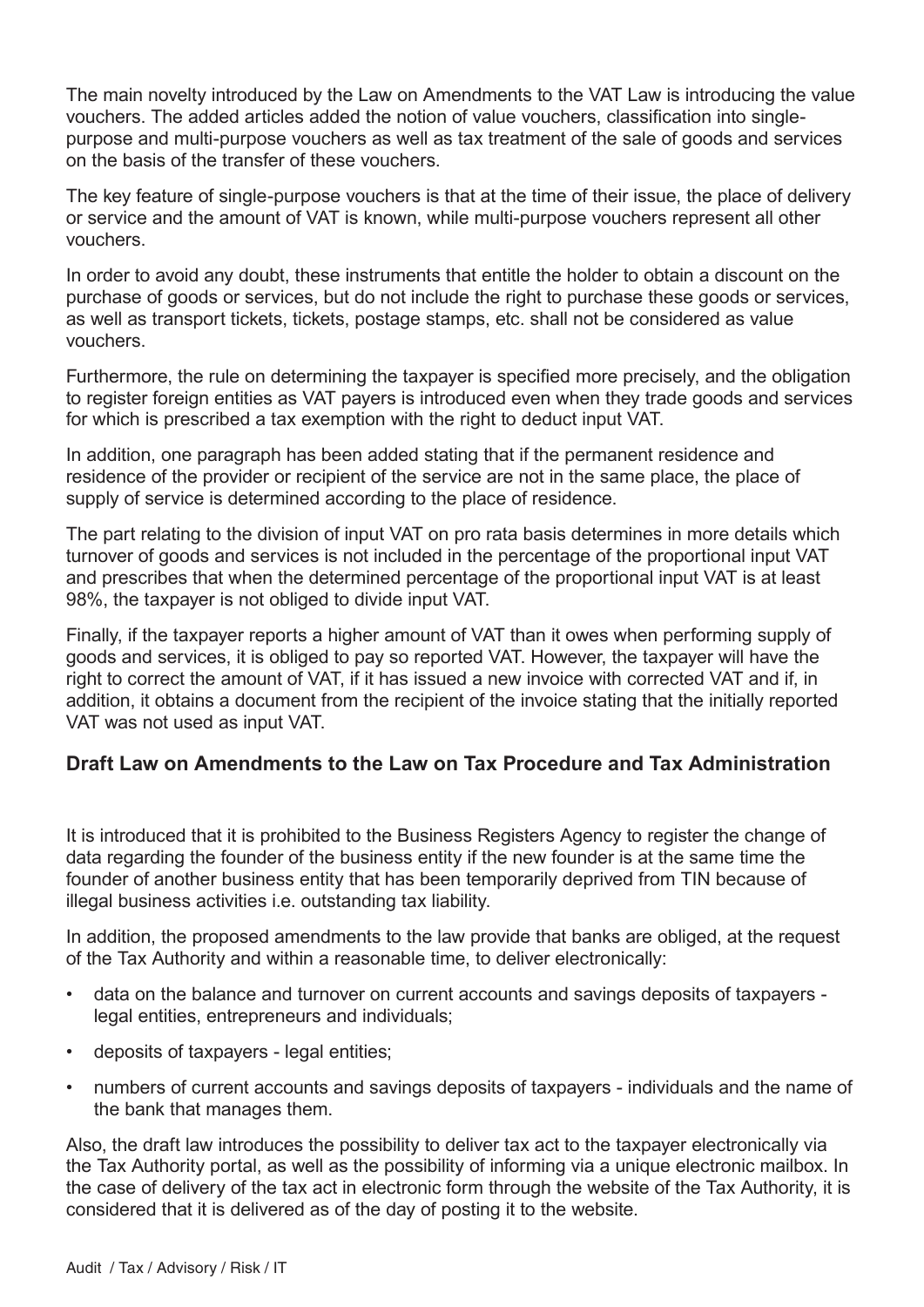The main novelty introduced by the Law on Amendments to the VAT Law is introducing the value vouchers. The added articles added the notion of value vouchers, classification into single-purpose and multi-purpose vouchers as well as tax treatment of the sale of goods and services on the basis of the transfer of these vouchers.

The key feature of single-purpose vouchers is that at the time of their issue, the place of delivery or service and the amount of VAT is known, while multi-purpose vouchers represent all other vouchers.

In order to avoid any doubt, these instruments that entitle the holder to obtain a discount on the purchase of goods or services, but do not include the right to purchase these goods or services, as well as transport tickets, tickets, postage stamps, etc. shall not be considered as value vouchers.

Furthermore, the rule on determining the taxpayer is specified more precisely, and the obligation to register foreign entities as VAT payers is introduced even when they trade goods and services for which is prescribed a tax exemption with the right to deduct input VAT.

In addition, one paragraph has been added stating that if the permanent residence and residence of the provider or recipient of the service are not in the same place, the place of supply of service is determined according to the place of residence.

The part relating to the division of input VAT on pro rata basis determines in more details which turnover of goods and services is not included in the percentage of the proportional input VAT and prescribes that when the determined percentage of the proportional input VAT is at least 98%, the taxpayer is not obliged to divide input VAT.

Finally, if the taxpayer reports a higher amount of VAT than it owes when performing supply of goods and services, it is obliged to pay so reported VAT. However, the taxpayer will have the right to correct the amount of VAT, if it has issued a new invoice with corrected VAT and if, in addition, it obtains a document from the recipient of the invoice stating that the initially reported VAT was not used as input VAT.

## Draft Law on Amendments to the Law on Tax Procedure and Tax Administration

It is introduced that it is prohibited to the Business Registers Agency to register the change of data regarding the founder of the business entity if the new founder is at the same time the founder of another business entity that has been temporarily deprived from TIN because of illegal business activities i.e. outstanding tax liability.

In addition, the proposed amendments to the law provide that banks are obliged, at the request of the Tax Authority and within a reasonable time, to deliver electronically:

- data on the balance and turnover on current accounts and savings deposits of taxpayers - legal entities, entrepreneurs and individuals;
- deposits of taxpayers - legal entities;
- numbers of current accounts and savings deposits of taxpayers - individuals and the name of the bank that manages them.

Also, the draft law introduces the possibility to deliver tax act to the taxpayer electronically via the Tax Authority portal, as well as the possibility of informing via a unique electronic mailbox. In the case of delivery of the tax act in electronic form through the website of the Tax Authority, it is considered that it is delivered as of the day of posting it to the website.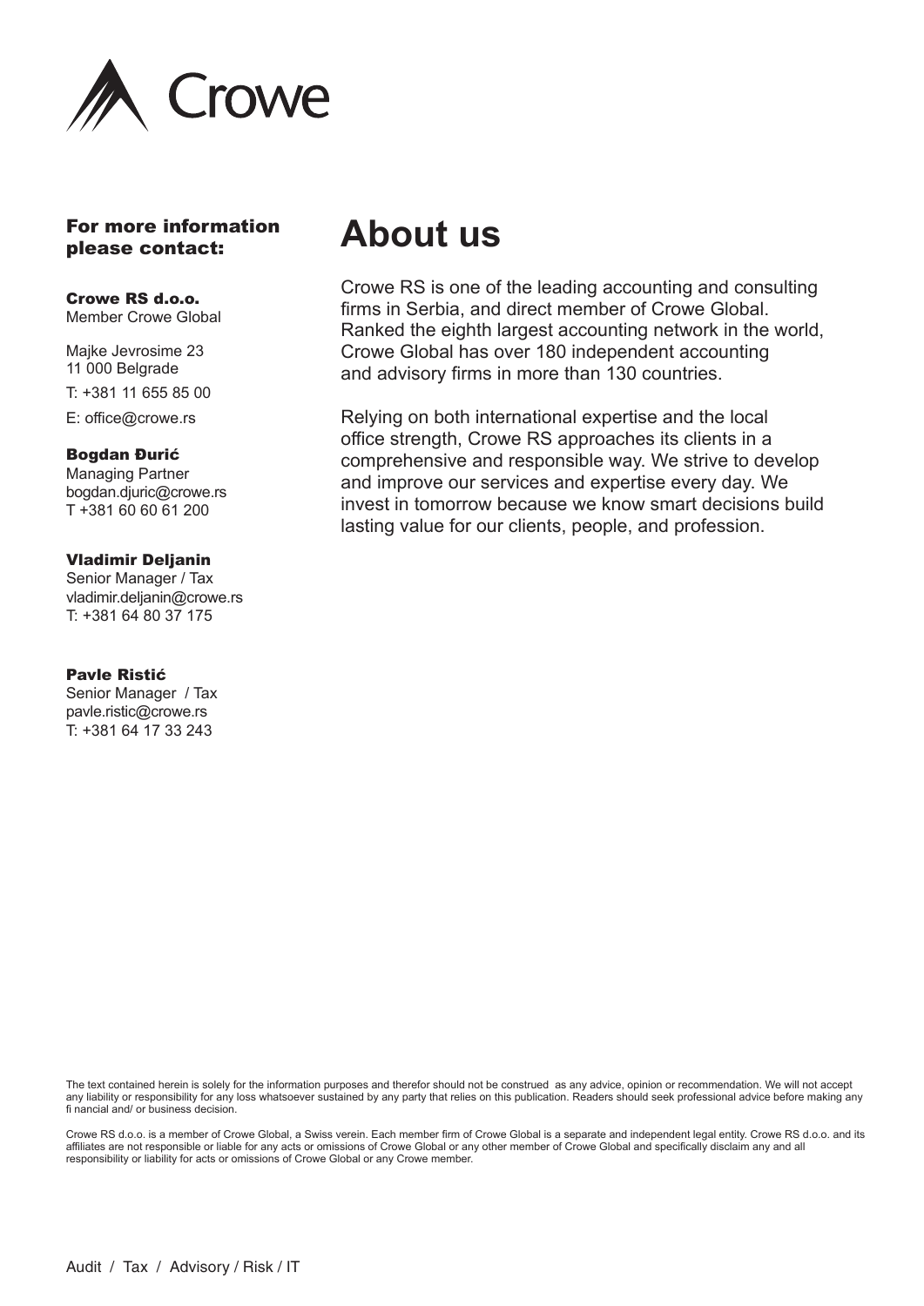Crowe

# About us

Crowe RS is one of the leading accounting and consulting firms in Serbia, and direct member of Crowe Global. Ranked the eighth largest accounting network in the world, Crowe Global has over 180 independent accounting and advisory firms in more than 130 countries.

Relying on both international expertise and the local office strength, Crowe RS approaches its clients in a comprehensive and responsible way. We strive to develop and improve our services and expertise every day. We invest in tomorrow because we know smart decisions build lasting value for our clients, people, and profession.

## For more information please contact:

**Crowe RS d.o.o.**
Member Crowe Global

Majke Jevrosime 23
11 000 Belgrade

T: +381 11 655 85 00

E: office@crowe.rs

**Bogdan Đurić**
Managing Partner
bogdan.djuric@crowe.rs
T +381 60 60 61 200

**Vladimir Deljanin**
Senior Manager / Tax
vladimir.deljanin@crowe.rs
T: +381 64 80 37 175

**Pavle Ristić**
Senior Manager / Tax
pavle.ristic@crowe.rs
T: +381 64 17 33 243

The text contained herein is solely for the information purposes and therefor should not be construed as any advice, opinion or recommendation. We will not accept any liability or responsibility for any loss whatsoever sustained by any party that relies on this publication. Readers should seek professional advice before making any fi nancial and/ or business decision.

Crowe RS d.o.o. is a member of Crowe Global, a Swiss verein. Each member firm of Crowe Global is a separate and independent legal entity. Crowe RS d.o.o. and its affiliates are not responsible or liable for any acts or omissions of Crowe Global or any other member of Crowe Global and specifically disclaim any and all responsibility or liability for acts or omissions of Crowe Global or any Crowe member.

Audit / Tax / Advisory / Risk / IT